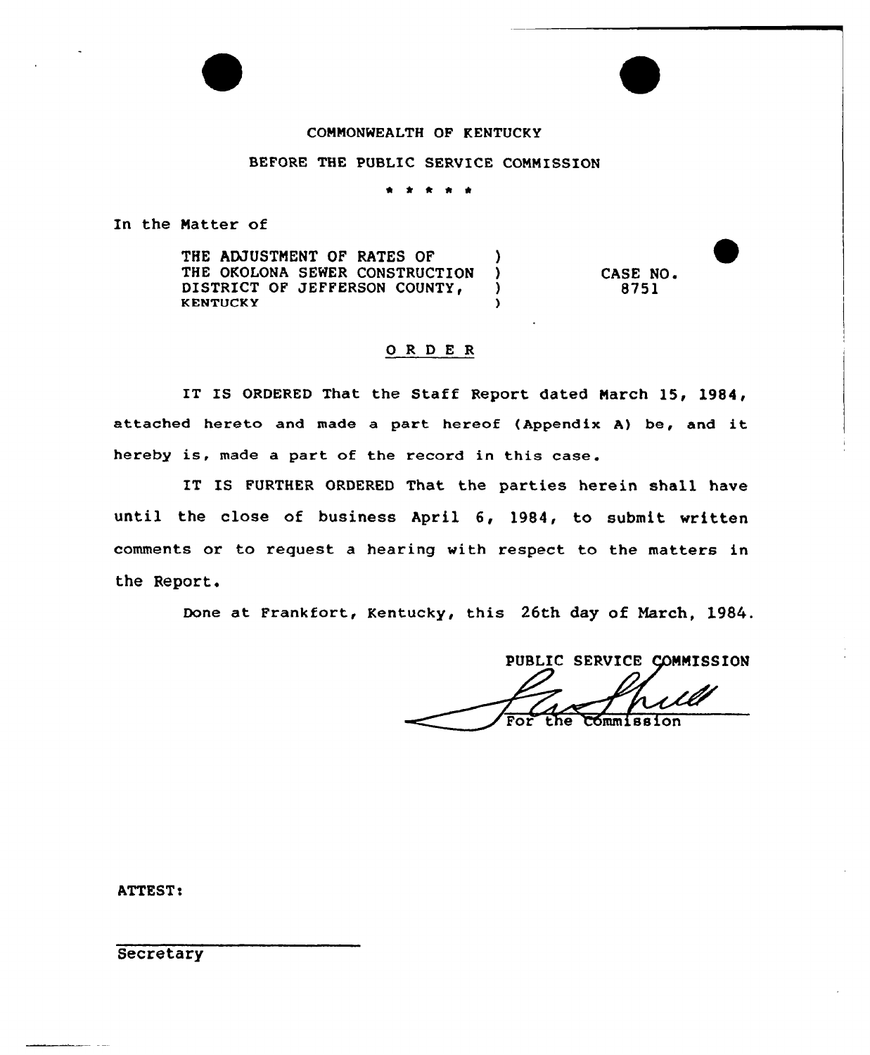COMMONWEALTH OF KENTUCKY

BEFORE THE PUBLIC SERVICE COMMISSION

\* \* \* \* \*

In the Matter of

| | | |
|---|---|---|
| THE ADJUSTMENT OF RATES OF THE OKOLONA SEWER CONSTRUCTION DISTRICT OF JEFFERSON COUNTY, KENTUCKY | ) ) ) ) | CASE NO. 8751 |

## ORDER

IT IS ORDERED That the Staff Report dated March 15, 1984, attached hereto and made a part hereof (Appendix A) be, and it hereby is, made a part of the record in this case.

IT IS FURTHER ORDERED That the parties herein shall have until the close of business April 6, 1984, to submit written comments or to request a hearing with respect to the matters in the Report.

Done at Frankfort, Kentucky, this 26th day of March, 1984.

PUBLIC SERVICE COMMISSION

For the Commission

ATTEST:

Secretary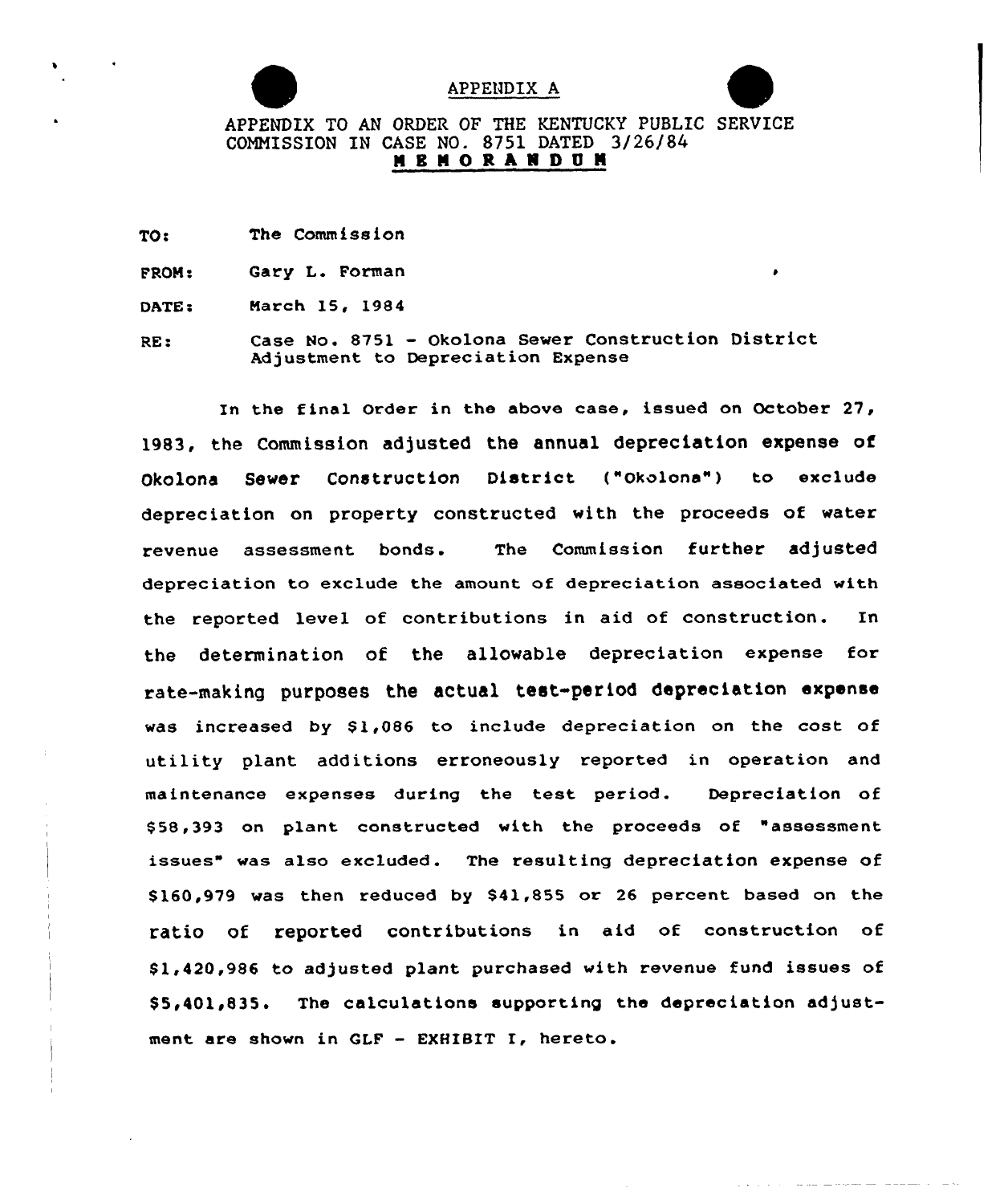APPENDIX A

APPENDIX TO AN ORDER OF THE KENTUCKY PUBLIC SERVICE COMMISSION IN CASE NO. 8751 DATED 3/26/84

**MEMORANDUM**

TO: The Commission

FROM: Gary L. Forman

DATE: March 15, 1984

RE: Case No. 8751 - Okolona Sewer Construction District Adjustment to Depreciation Expense

In the final Order in the above case, issued on October 27, 1983, the Commission adjusted the annual depreciation expense of Okolona Sewer Construction District ("Okolona") to exclude depreciation on property constructed with the proceeds of water revenue assessment bonds. The Commission further adjusted depreciation to exclude the amount of depreciation associated with the reported level of contributions in aid of construction. In the determination of the allowable depreciation expense for rate-making purposes the actual test-period depreciation expense was increased by $1,086 to include depreciation on the cost of utility plant additions erroneously reported in operation and maintenance expenses during the test period. Depreciation of $58,393 on plant constructed with the proceeds of "assessment issues" was also excluded. The resulting depreciation expense of $160,979 was then reduced by $41,855 or 26 percent based on the ratio of reported contributions in aid of construction of $1,420,986 to adjusted plant purchased with revenue fund issues of $5,401,835. The calculations supporting the depreciation adjustment are shown in GLF - EXHIBIT I, hereto.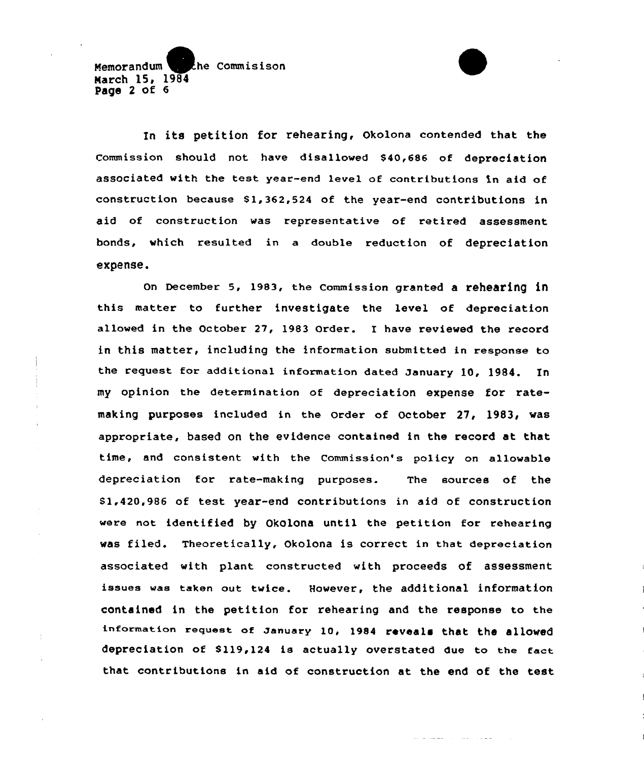In its petition for rehearing, Okolona contended that the Commission should not have disallowed $40,686 of depreciation associated with the test year-end level of contributions in aid of construction because $1,362,524 of the year-end contributions in aid of construction was representative of retired assessment bonds, which resulted in a double reduction of depreciation expense.

On December 5, 1983, the Commission granted a rehearing in this matter to further investigate the level of depreciation allowed in the October 27, 1983 Order. I have reviewed the record in this matter, including the information submitted in response to the request for additional information dated January 10, 1984. In my opinion the determination of depreciation expense for rate-making purposes included in the Order of October 27, 1983, was appropriate, based on the evidence contained in the record at that time, and consistent with the Commission's policy on allowable depreciation for rate-making purposes. The sources of the $1,420,986 of test year-end contributions in aid of construction were not identified by Okolona until the petition for rehearing was filed. Theoretically, Okolona is correct in that depreciation associated with plant constructed with proceeds of assessment issues was taken out twice. However, the additional information contained in the petition for rehearing and the response to the information request of January 10, 1984 reveals that the allowed depreciation of $119,124 is actually overstated due to the fact that contributions in aid of construction at the end of the test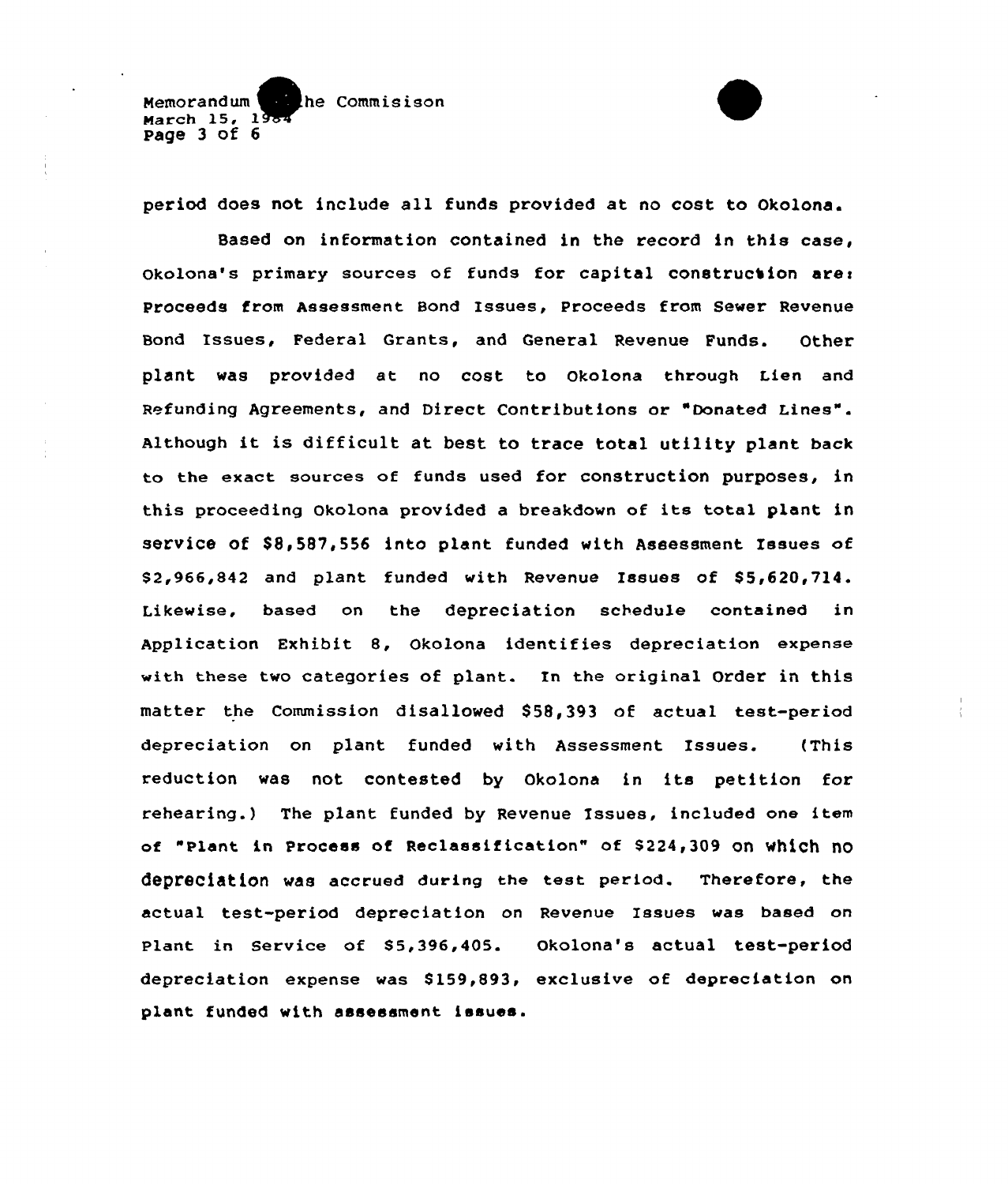period does not include all funds provided at no cost to Okolona.

Based on information contained in the record in this case, Okolona's primary sources of funds for capital construction are: Proceeds from Assessment Bond Issues, Proceeds from Sewer Revenue Bond Issues, Federal Grants, and General Revenue Funds. Other plant was provided at no cost to Okolona through Lien and Refunding Agreements, and Direct Contributions or "Donated Lines". Although it is difficult at best to trace total utility plant back to the exact sources of funds used for construction purposes, in this proceeding Okolona provided a breakdown of its total plant in service of $8,587,556 into plant funded with Assessment Issues of $2,966,842 and plant funded with Revenue Issues of $5,620,714. Likewise, based on the depreciation schedule contained in Application Exhibit 8, Okolona identifies depreciation expense with these two categories of plant. In the original Order in this matter the Commission disallowed $58,393 of actual test-period depreciation on plant funded with Assessment Issues. (This reduction was not contested by Okolona in its petition for rehearing.) The plant funded by Revenue Issues, included one item of "Plant in Process of Reclassification" of $224,309 on which no depreciation was accrued during the test period. Therefore, the actual test-period depreciation on Revenue Issues was based on Plant in Service of $5,396,405. Okolona's actual test-period depreciation expense was $159,893, exclusive of depreciation on plant funded with assessment issues.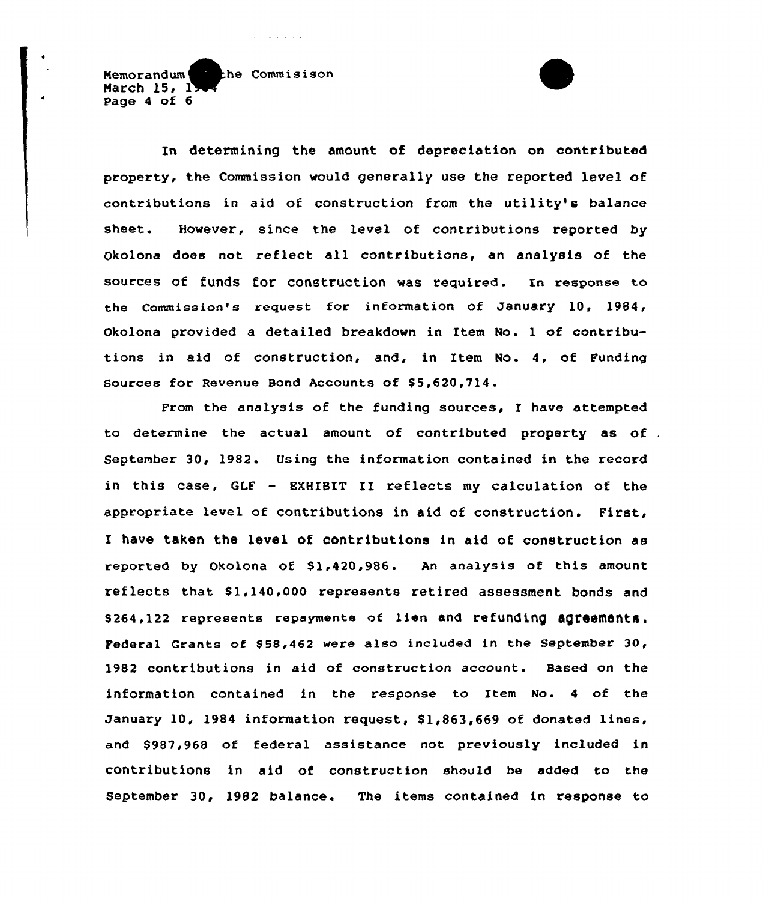In determining the amount of depreciation on contributed property, the Commission would generally use the reported level of contributions in aid of construction from the utility's balance sheet. However, since the level of contributions reported by Okolona does not reflect all contributions, an analysis of the sources of funds for construction was required. In response to the Commission's request for information of January 10, 1984, Okolona provided a detailed breakdown in Item No. 1 of contributions in aid of construction, and, in Item No. 4, of Funding Sources for Revenue Bond Accounts of $5,620,714.

From the analysis of the funding sources, I have attempted to determine the actual amount of contributed property as of September 30, 1982. Using the information contained in the record in this case, GLF - EXHIBIT II reflects my calculation of the appropriate level of contributions in aid of construction. First, I have taken the level of contributions in aid of construction as reported by Okolona of $1,420,986. An analysis of this amount reflects that $1,140,000 represents retired assessment bonds and $264,122 represents repayments of lien and refunding agreements. Federal Grants of $58,462 were also included in the September 30, 1982 contributions in aid of construction account. Based on the information contained in the response to Item No. 4 of the January 10, 1984 information request, $1,863,669 of donated lines, and $987,968 of federal assistance not previously included in contributions in aid of construction should be added to the September 30, 1982 balance. The items contained in response to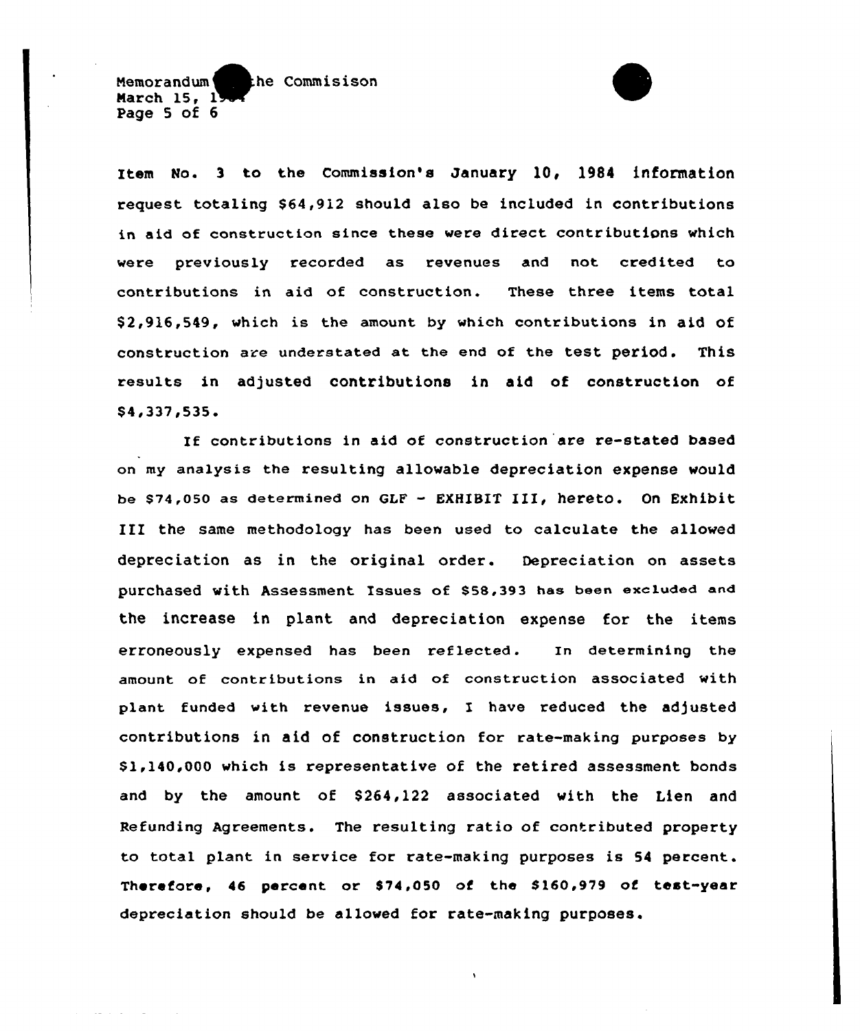Item No. 3 to the Commission's January 10, 1984 information request totaling $64,912 should also be included in contributions in aid of construction since these were direct contributions which were previously recorded as revenues and not credited to contributions in aid of construction. These three items total $2,916,549, which is the amount by which contributions in aid of construction are understated at the end of the test period. This results in adjusted contributions in aid of construction of $4,337,535.

If contributions in aid of construction are re-stated based on my analysis the resulting allowable depreciation expense would be $74,050 as determined on GLF - EXHIBIT III, hereto. On Exhibit III the same methodology has been used to calculate the allowed depreciation as in the original order. Depreciation on assets purchased with Assessment Issues of $58,393 has been excluded and the increase in plant and depreciation expense for the items erroneously expensed has been reflected. In determining the amount of contributions in aid of construction associated with plant funded with revenue issues, I have reduced the adjusted contributions in aid of construction for rate-making purposes by $1,140,000 which is representative of the retired assessment bonds and by the amount of $264,122 associated with the Lien and Refunding Agreements. The resulting ratio of contributed property to total plant in service for rate-making purposes is 54 percent. Therefore, 46 percent or $74,050 of the $160,979 of test-year depreciation should be allowed for rate-making purposes.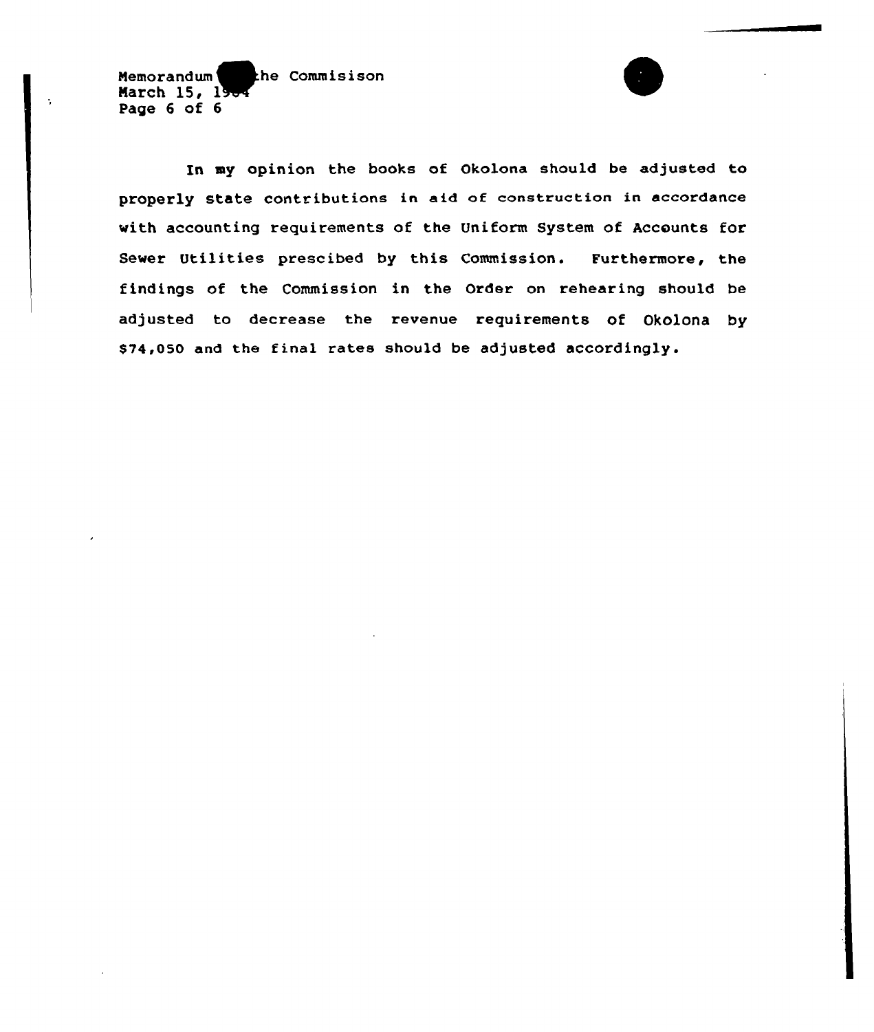In my opinion the books of Okolona should be adjusted to properly state contributions in aid of construction in accordance with accounting requirements of the Uniform System of Accounts for Sewer Utilities prescibed by this Commission. Furthermore, the findings of the Commission in the Order on rehearing should be adjusted to decrease the revenue requirements of Okolona by $74,050 and the final rates should be adjusted accordingly.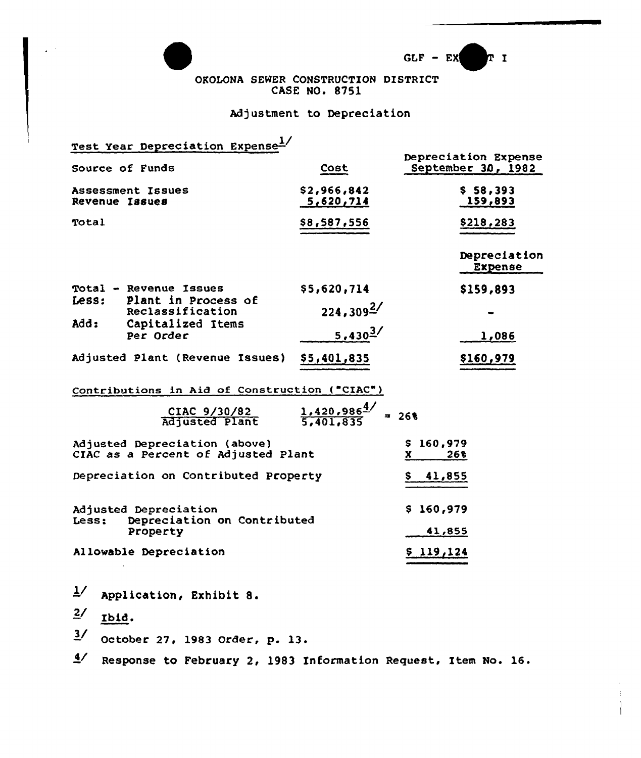GLF - EXHIBIT I

# OKOLONA SEWER CONSTRUCTION DISTRICT
## CASE NO. 8751

### Adjustment to Depreciation

**Test Year Depreciation Expense**[1/]

| Source of Funds | Cost | Depreciation Expense September 30, 1982 |
|---|---|---|
| Assessment Issues | $2,966,842 | $ 58,393 |
| Revenue Issues | 5,620,714 | 159,893 |
| Total | $8,587,556 | $218,283 |

| | Cost | Depreciation Expense |
|---|---|---|
| Total - Revenue Issues | $5,620,714 | $159,893 |
| Less: Plant in Process of Reclassification | 224,309[2/] | - |
| Add: Capitalized Items Per Order | 5,430[3/] | 1,086 |
| Adjusted Plant (Revenue Issues) | $5,401,835 | $160,979 |

**Contributions in Aid of Construction ("CIAC")**

$$\frac{\text{CIAC 9/30/82}}{\text{Adjusted Plant}} \quad \frac{1,420,986^{4/}}{5,401,835} = 26\%$$

| | |
|---|---|
| Adjusted Depreciation (above) | $ 160,979 |
| CIAC as a Percent of Adjusted Plant | X 26% |
| Depreciation on Contributed Property | $ 41,855 |

| | |
|---|---|
| Adjusted Depreciation | $ 160,979 |
| Less: Depreciation on Contributed Property | 41,855 |
| Allowable Depreciation | $ 119,124 |

[1/] Application, Exhibit 8.

[2/] Ibid.

[3/] October 27, 1983 Order, p. 13.

[4/] Response to February 2, 1983 Information Request, Item No. 16.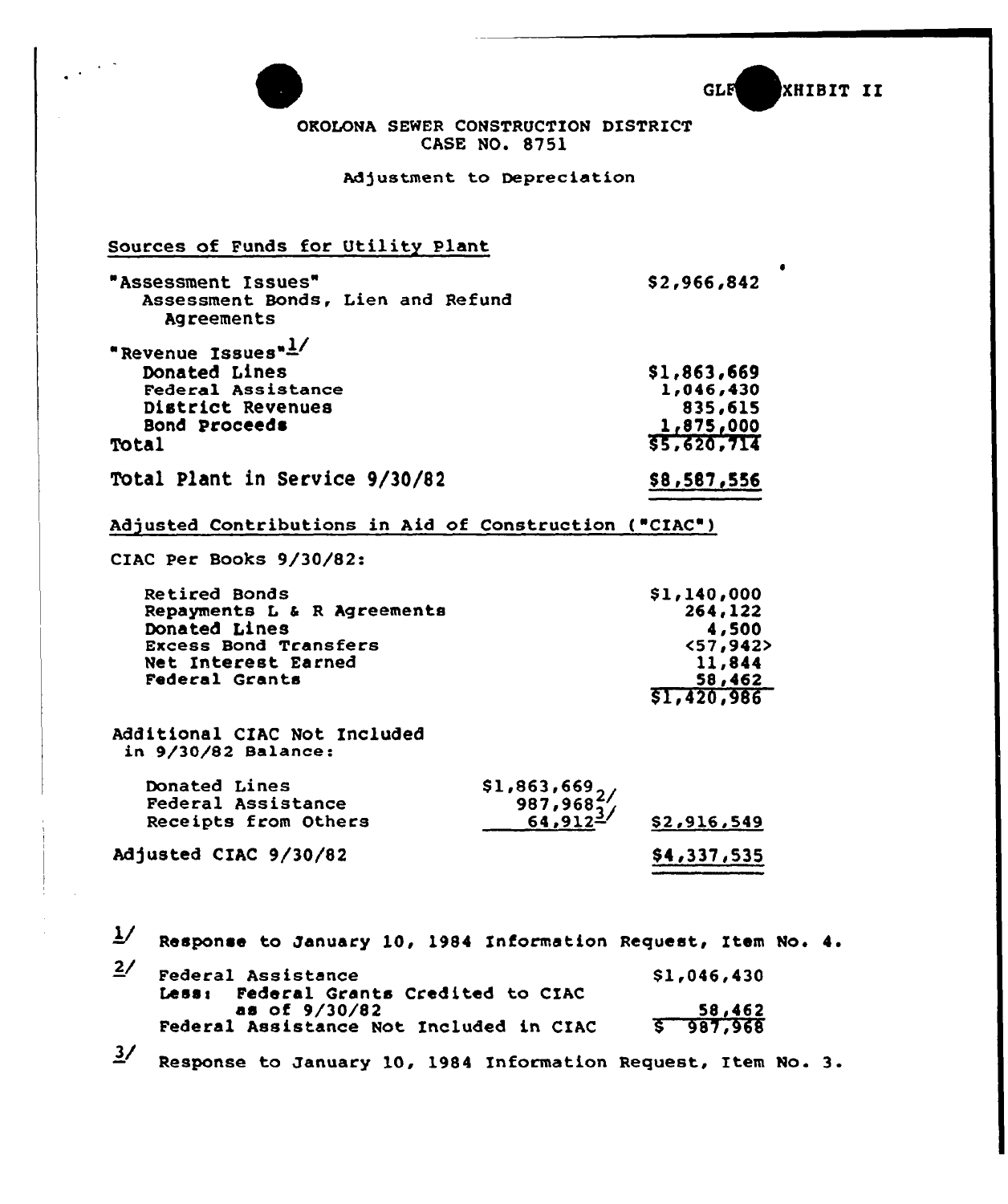GLF EXHIBIT II

OKOLONA SEWER CONSTRUCTION DISTRICT
CASE NO. 8751

Adjustment to Depreciation

## Sources of Funds for Utility Plant

| | |
|---|---|
| "Assessment Issues" Assessment Bonds, Lien and Refund Agreements | $2,966,842 |
| "Revenue Issues" 1/ | |
| Donated Lines | $1,863,669 |
| Federal Assistance | 1,046,430 |
| District Revenues | 835,615 |
| Bond Proceeds | 1,875,000 |
| Total | $5,620,714 |
| Total Plant in Service 9/30/82 | $8,587,556 |

## Adjusted Contributions in Aid of Construction ("CIAC")

CIAC Per Books 9/30/82:

| | | |
|---|---|---|
| Retired Bonds | | $1,140,000 |
| Repayments L & R Agreements | | 264,122 |
| Donated Lines | | 4,500 |
| Excess Bond Transfers | | <57,942> |
| Net Interest Earned | | 11,844 |
| Federal Grants | | 58,462 |
| | | $1,420,986 |
| Additional CIAC Not Included in 9/30/82 Balance: | | |
| Donated Lines | $1,863,669 | |
| Federal Assistance | 987,968 2/ | |
| Receipts from Others | 64,912 3/ | $2,916,549 |
| Adjusted CIAC 9/30/82 | | $4,337,535 |

1/ Response to January 10, 1984 Information Request, Item No. 4.

2/

| | |
|---|---|
| Federal Assistance | $1,046,430 |
| Less: Federal Grants Credited to CIAC as of 9/30/82 | 58,462 |
| Federal Assistance Not Included in CIAC | $ 987,968 |

3/ Response to January 10, 1984 Information Request, Item No. 3.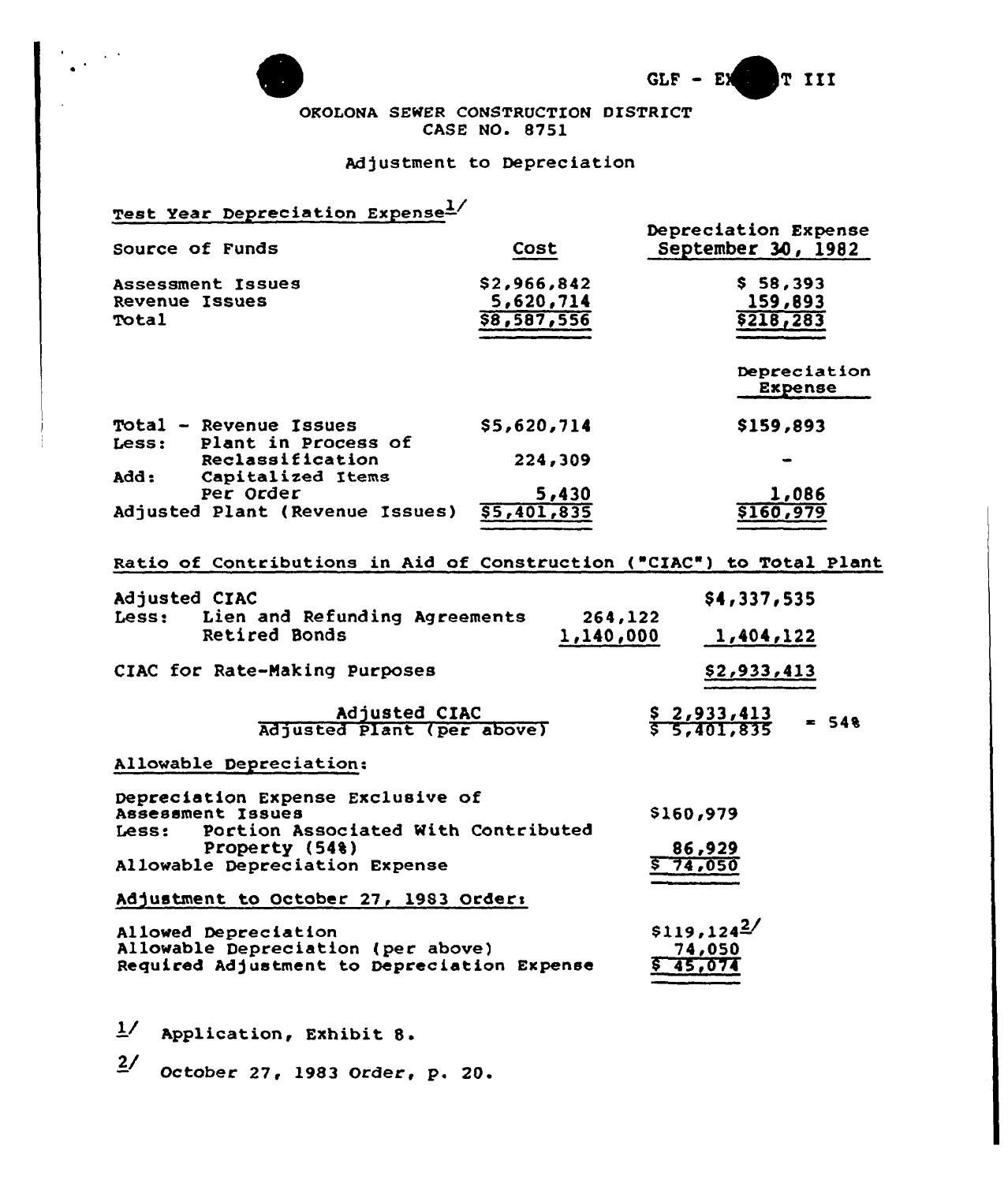GLF - EXHIBIT III

OKOLONA SEWER CONSTRUCTION DISTRICT
CASE NO. 8751

Adjustment to Depreciation

Test Year Depreciation Expense[1]

| Source of Funds | Cost | Depreciation Expense September 30, 1982 |
|---|---|---|
| Assessment Issues | $2,966,842 | $ 58,393 |
| Revenue Issues | 5,620,714 | 159,893 |
| Total | $8,587,556 | $218,283 |

| | | Depreciation Expense |
|---|---|---|
| Total - Revenue Issues | $5,620,714 | $159,893 |
| Less: Plant in Process of Reclassification | 224,309 | - |
| Add: Capitalized Items Per Order | 5,430 | 1,086 |
| Adjusted Plant (Revenue Issues) | $5,401,835 | $160,979 |

Ratio of Contributions in Aid of Construction ("CIAC") to Total Plant

| | | |
|---|---|---|
| Adjusted CIAC | | $4,337,535 |
| Less: Lien and Refunding Agreements | 264,122 | |
| Retired Bonds | 1,140,000 | 1,404,122 |
| CIAC for Rate-Making Purposes | | $2,933,413 |

$$\frac{\text{Adjusted CIAC}}{\text{Adjusted Plant (per above)}} \quad \frac{\$\ 2,933,413}{\$\ 5,401,835} = 54\%$$

Allowable Depreciation:

| | |
|---|---|
| Depreciation Expense Exclusive of Assessment Issues | $160,979 |
| Less: Portion Associated With Contributed Property (54%) | 86,929 |
| Allowable Depreciation Expense | $ 74,050 |

Adjustment to October 27, 1983 Order:

| | |
|---|---|
| Allowed Depreciation | $119,124[2] |
| Allowable Depreciation (per above) | 74,050 |
| Required Adjustment to Depreciation Expense | $ 45,074 |

[1] Application, Exhibit 8.

[2] October 27, 1983 Order, p. 20.